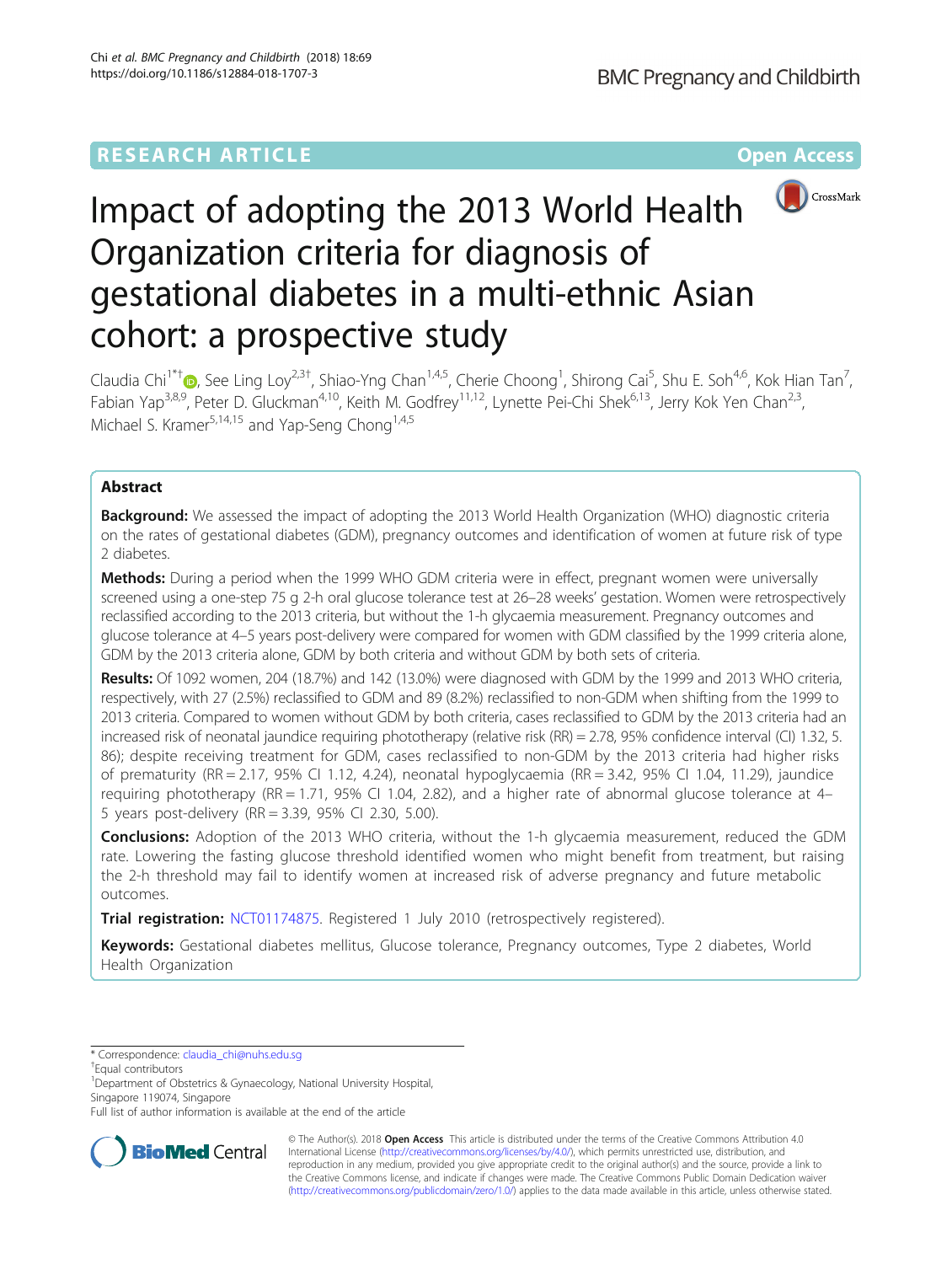RESEARCH ARTICLE

Open Access

# Impact of adopting the 2013 World Health Organization criteria for diagnosis of gestational diabetes in a multi-ethnic Asian cohort: a prospective study

Claudia Chi[1*†], See Ling Loy[2,3†], Shiao-Yng Chan[1,4,5], Cherie Choong[1], Shirong Cai[5], Shu E. Soh[4,6], Kok Hian Tan[7], Fabian Yap[3,8,9], Peter D. Gluckman[4,10], Keith M. Godfrey[11,12], Lynette Pei-Chi Shek[6,13], Jerry Kok Yen Chan[2,3], Michael S. Kramer[5,14,15] and Yap-Seng Chong[1,4,5]

## Abstract

**Background:** We assessed the impact of adopting the 2013 World Health Organization (WHO) diagnostic criteria on the rates of gestational diabetes (GDM), pregnancy outcomes and identification of women at future risk of type 2 diabetes.

**Methods:** During a period when the 1999 WHO GDM criteria were in effect, pregnant women were universally screened using a one-step 75 g 2-h oral glucose tolerance test at 26–28 weeks' gestation. Women were retrospectively reclassified according to the 2013 criteria, but without the 1-h glycaemia measurement. Pregnancy outcomes and glucose tolerance at 4–5 years post-delivery were compared for women with GDM classified by the 1999 criteria alone, GDM by the 2013 criteria alone, GDM by both criteria and without GDM by both sets of criteria.

**Results:** Of 1092 women, 204 (18.7%) and 142 (13.0%) were diagnosed with GDM by the 1999 and 2013 WHO criteria, respectively, with 27 (2.5%) reclassified to GDM and 89 (8.2%) reclassified to non-GDM when shifting from the 1999 to 2013 criteria. Compared to women without GDM by both criteria, cases reclassified to GDM by the 2013 criteria had an increased risk of neonatal jaundice requiring phototherapy (relative risk (RR) = 2.78, 95% confidence interval (CI) 1.32, 5.86); despite receiving treatment for GDM, cases reclassified to non-GDM by the 2013 criteria had higher risks of prematurity (RR = 2.17, 95% CI 1.12, 4.24), neonatal hypoglycaemia (RR = 3.42, 95% CI 1.04, 11.29), jaundice requiring phototherapy (RR = 1.71, 95% CI 1.04, 2.82), and a higher rate of abnormal glucose tolerance at 4–5 years post-delivery (RR = 3.39, 95% CI 2.30, 5.00).

**Conclusions:** Adoption of the 2013 WHO criteria, without the 1-h glycaemia measurement, reduced the GDM rate. Lowering the fasting glucose threshold identified women who might benefit from treatment, but raising the 2-h threshold may fail to identify women at increased risk of adverse pregnancy and future metabolic outcomes.

**Trial registration:** NCT01174875. Registered 1 July 2010 (retrospectively registered).

**Keywords:** Gestational diabetes mellitus, Glucose tolerance, Pregnancy outcomes, Type 2 diabetes, World Health Organization

\* Correspondence: claudia_chi@nuhs.edu.sg
†Equal contributors
[1]Department of Obstetrics & Gynaecology, National University Hospital, Singapore 119074, Singapore
Full list of author information is available at the end of the article

© The Author(s). 2018 **Open Access** This article is distributed under the terms of the Creative Commons Attribution 4.0 International License (http://creativecommons.org/licenses/by/4.0/), which permits unrestricted use, distribution, and reproduction in any medium, provided you give appropriate credit to the original author(s) and the source, provide a link to the Creative Commons license, and indicate if changes were made. The Creative Commons Public Domain Dedication waiver (http://creativecommons.org/publicdomain/zero/1.0/) applies to the data made available in this article, unless otherwise stated.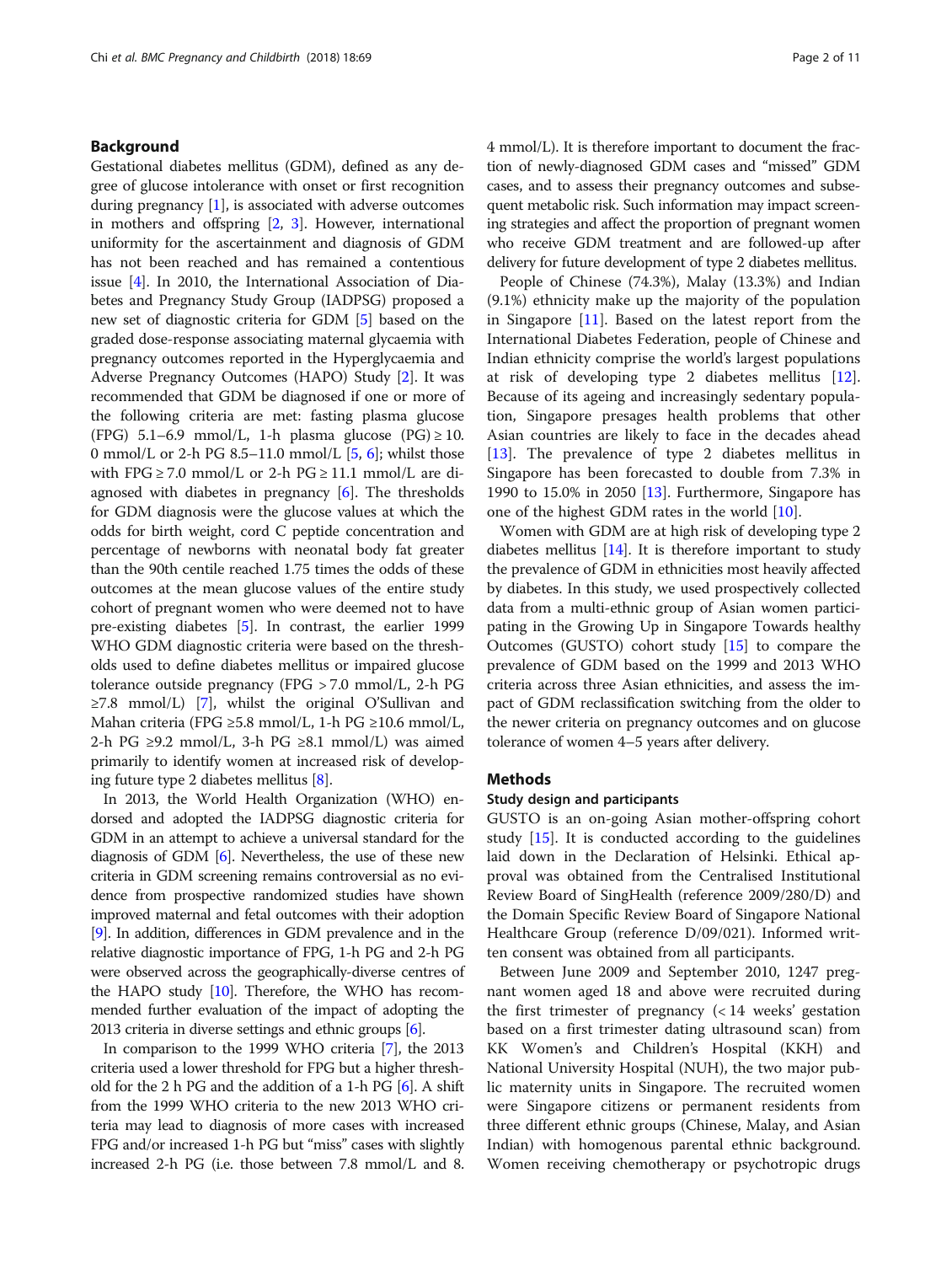## Background

Gestational diabetes mellitus (GDM), defined as any degree of glucose intolerance with onset or first recognition during pregnancy [1], is associated with adverse outcomes in mothers and offspring [2, 3]. However, international uniformity for the ascertainment and diagnosis of GDM has not been reached and has remained a contentious issue [4]. In 2010, the International Association of Diabetes and Pregnancy Study Group (IADPSG) proposed a new set of diagnostic criteria for GDM [5] based on the graded dose-response associating maternal glycaemia with pregnancy outcomes reported in the Hyperglycaemia and Adverse Pregnancy Outcomes (HAPO) Study [2]. It was recommended that GDM be diagnosed if one or more of the following criteria are met: fasting plasma glucose (FPG) 5.1–6.9 mmol/L, 1-h plasma glucose (PG) ≥ 10.0 mmol/L or 2-h PG 8.5–11.0 mmol/L [5, 6]; whilst those with FPG ≥ 7.0 mmol/L or 2-h PG ≥ 11.1 mmol/L are diagnosed with diabetes in pregnancy [6]. The thresholds for GDM diagnosis were the glucose values at which the odds for birth weight, cord C peptide concentration and percentage of newborns with neonatal body fat greater than the 90th centile reached 1.75 times the odds of these outcomes at the mean glucose values of the entire study cohort of pregnant women who were deemed not to have pre-existing diabetes [5]. In contrast, the earlier 1999 WHO GDM diagnostic criteria were based on the thresholds used to define diabetes mellitus or impaired glucose tolerance outside pregnancy (FPG > 7.0 mmol/L, 2-h PG ≥7.8 mmol/L) [7], whilst the original O'Sullivan and Mahan criteria (FPG ≥5.8 mmol/L, 1-h PG ≥10.6 mmol/L, 2-h PG ≥9.2 mmol/L, 3-h PG ≥8.1 mmol/L) was aimed primarily to identify women at increased risk of developing future type 2 diabetes mellitus [8].

In 2013, the World Health Organization (WHO) endorsed and adopted the IADPSG diagnostic criteria for GDM in an attempt to achieve a universal standard for the diagnosis of GDM [6]. Nevertheless, the use of these new criteria in GDM screening remains controversial as no evidence from prospective randomized studies have shown improved maternal and fetal outcomes with their adoption [9]. In addition, differences in GDM prevalence and in the relative diagnostic importance of FPG, 1-h PG and 2-h PG were observed across the geographically-diverse centres of the HAPO study [10]. Therefore, the WHO has recommended further evaluation of the impact of adopting the 2013 criteria in diverse settings and ethnic groups [6].

In comparison to the 1999 WHO criteria [7], the 2013 criteria used a lower threshold for FPG but a higher threshold for the 2 h PG and the addition of a 1-h PG [6]. A shift from the 1999 WHO criteria to the new 2013 WHO criteria may lead to diagnosis of more cases with increased FPG and/or increased 1-h PG but "miss" cases with slightly increased 2-h PG (i.e. those between 7.8 mmol/L and 8.4 mmol/L). It is therefore important to document the fraction of newly-diagnosed GDM cases and "missed" GDM cases, and to assess their pregnancy outcomes and subsequent metabolic risk. Such information may impact screening strategies and affect the proportion of pregnant women who receive GDM treatment and are followed-up after delivery for future development of type 2 diabetes mellitus.

People of Chinese (74.3%), Malay (13.3%) and Indian (9.1%) ethnicity make up the majority of the population in Singapore [11]. Based on the latest report from the International Diabetes Federation, people of Chinese and Indian ethnicity comprise the world's largest populations at risk of developing type 2 diabetes mellitus [12]. Because of its ageing and increasingly sedentary population, Singapore presages health problems that other Asian countries are likely to face in the decades ahead [13]. The prevalence of type 2 diabetes mellitus in Singapore has been forecasted to double from 7.3% in 1990 to 15.0% in 2050 [13]. Furthermore, Singapore has one of the highest GDM rates in the world [10].

Women with GDM are at high risk of developing type 2 diabetes mellitus [14]. It is therefore important to study the prevalence of GDM in ethnicities most heavily affected by diabetes. In this study, we used prospectively collected data from a multi-ethnic group of Asian women participating in the Growing Up in Singapore Towards healthy Outcomes (GUSTO) cohort study [15] to compare the prevalence of GDM based on the 1999 and 2013 WHO criteria across three Asian ethnicities, and assess the impact of GDM reclassification switching from the older to the newer criteria on pregnancy outcomes and on glucose tolerance of women 4–5 years after delivery.

## Methods

### Study design and participants

GUSTO is an on-going Asian mother-offspring cohort study [15]. It is conducted according to the guidelines laid down in the Declaration of Helsinki. Ethical approval was obtained from the Centralised Institutional Review Board of SingHealth (reference 2009/280/D) and the Domain Specific Review Board of Singapore National Healthcare Group (reference D/09/021). Informed written consent was obtained from all participants.

Between June 2009 and September 2010, 1247 pregnant women aged 18 and above were recruited during the first trimester of pregnancy (< 14 weeks' gestation based on a first trimester dating ultrasound scan) from KK Women's and Children's Hospital (KKH) and National University Hospital (NUH), the two major public maternity units in Singapore. The recruited women were Singapore citizens or permanent residents from three different ethnic groups (Chinese, Malay, and Asian Indian) with homogenous parental ethnic background. Women receiving chemotherapy or psychotropic drugs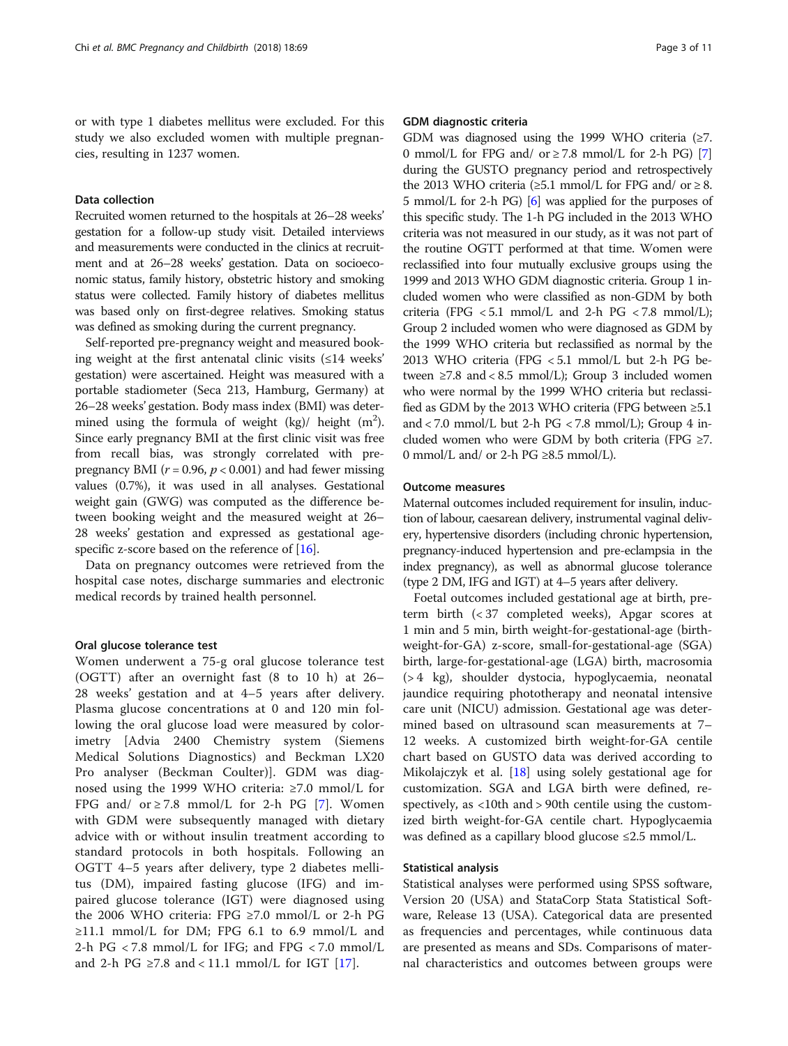or with type 1 diabetes mellitus were excluded. For this study we also excluded women with multiple pregnancies, resulting in 1237 women.

### Data collection

Recruited women returned to the hospitals at 26–28 weeks' gestation for a follow-up study visit. Detailed interviews and measurements were conducted in the clinics at recruitment and at 26–28 weeks' gestation. Data on socioeconomic status, family history, obstetric history and smoking status were collected. Family history of diabetes mellitus was based only on first-degree relatives. Smoking status was defined as smoking during the current pregnancy.

Self-reported pre-pregnancy weight and measured booking weight at the first antenatal clinic visits (≤14 weeks' gestation) were ascertained. Height was measured with a portable stadiometer (Seca 213, Hamburg, Germany) at 26–28 weeks' gestation. Body mass index (BMI) was determined using the formula of weight (kg)/ height ($m^2$). Since early pregnancy BMI at the first clinic visit was free from recall bias, was strongly correlated with pre-pregnancy BMI ($r = 0.96$, $p < 0.001$) and had fewer missing values (0.7%), it was used in all analyses. Gestational weight gain (GWG) was computed as the difference between booking weight and the measured weight at 26–28 weeks' gestation and expressed as gestational age-specific z-score based on the reference of [16].

Data on pregnancy outcomes were retrieved from the hospital case notes, discharge summaries and electronic medical records by trained health personnel.

### Oral glucose tolerance test

Women underwent a 75-g oral glucose tolerance test (OGTT) after an overnight fast (8 to 10 h) at 26–28 weeks' gestation and at 4–5 years after delivery. Plasma glucose concentrations at 0 and 120 min following the oral glucose load were measured by colorimetry [Advia 2400 Chemistry system (Siemens Medical Solutions Diagnostics) and Beckman LX20 Pro analyser (Beckman Coulter)]. GDM was diagnosed using the 1999 WHO criteria: ≥7.0 mmol/L for FPG and/ or ≥ 7.8 mmol/L for 2-h PG [7]. Women with GDM were subsequently managed with dietary advice with or without insulin treatment according to standard protocols in both hospitals. Following an OGTT 4–5 years after delivery, type 2 diabetes mellitus (DM), impaired fasting glucose (IFG) and impaired glucose tolerance (IGT) were diagnosed using the 2006 WHO criteria: FPG ≥7.0 mmol/L or 2-h PG ≥11.1 mmol/L for DM; FPG 6.1 to 6.9 mmol/L and 2-h PG < 7.8 mmol/L for IFG; and FPG < 7.0 mmol/L and 2-h PG ≥7.8 and < 11.1 mmol/L for IGT [17].

### GDM diagnostic criteria

GDM was diagnosed using the 1999 WHO criteria (≥7.0 mmol/L for FPG and/ or ≥ 7.8 mmol/L for 2-h PG) [7] during the GUSTO pregnancy period and retrospectively the 2013 WHO criteria (≥5.1 mmol/L for FPG and/ or ≥ 8.5 mmol/L for 2-h PG) [6] was applied for the purposes of this specific study. The 1-h PG included in the 2013 WHO criteria was not measured in our study, as it was not part of the routine OGTT performed at that time. Women were reclassified into four mutually exclusive groups using the 1999 and 2013 WHO GDM diagnostic criteria. Group 1 included women who were classified as non-GDM by both criteria (FPG < 5.1 mmol/L and 2-h PG < 7.8 mmol/L); Group 2 included women who were diagnosed as GDM by the 1999 WHO criteria but reclassified as normal by the 2013 WHO criteria (FPG < 5.1 mmol/L but 2-h PG between ≥7.8 and < 8.5 mmol/L); Group 3 included women who were normal by the 1999 WHO criteria but reclassified as GDM by the 2013 WHO criteria (FPG between ≥5.1 and < 7.0 mmol/L but 2-h PG < 7.8 mmol/L); Group 4 included women who were GDM by both criteria (FPG ≥7.0 mmol/L and/ or 2-h PG ≥8.5 mmol/L).

### Outcome measures

Maternal outcomes included requirement for insulin, induction of labour, caesarean delivery, instrumental vaginal delivery, hypertensive disorders (including chronic hypertension, pregnancy-induced hypertension and pre-eclampsia in the index pregnancy), as well as abnormal glucose tolerance (type 2 DM, IFG and IGT) at 4–5 years after delivery.

Foetal outcomes included gestational age at birth, preterm birth (< 37 completed weeks), Apgar scores at 1 min and 5 min, birth weight-for-gestational-age (birthweight-for-GA) z-score, small-for-gestational-age (SGA) birth, large-for-gestational-age (LGA) birth, macrosomia (> 4 kg), shoulder dystocia, hypoglycaemia, neonatal jaundice requiring phototherapy and neonatal intensive care unit (NICU) admission. Gestational age was determined based on ultrasound scan measurements at 7–12 weeks. A customized birth weight-for-GA centile chart based on GUSTO data was derived according to Mikolajczyk et al. [18] using solely gestational age for customization. SGA and LGA birth were defined, respectively, as <10th and > 90th centile using the customized birth weight-for-GA centile chart. Hypoglycaemia was defined as a capillary blood glucose ≤2.5 mmol/L.

### Statistical analysis

Statistical analyses were performed using SPSS software, Version 20 (USA) and StataCorp Stata Statistical Software, Release 13 (USA). Categorical data are presented as frequencies and percentages, while continuous data are presented as means and SDs. Comparisons of maternal characteristics and outcomes between groups were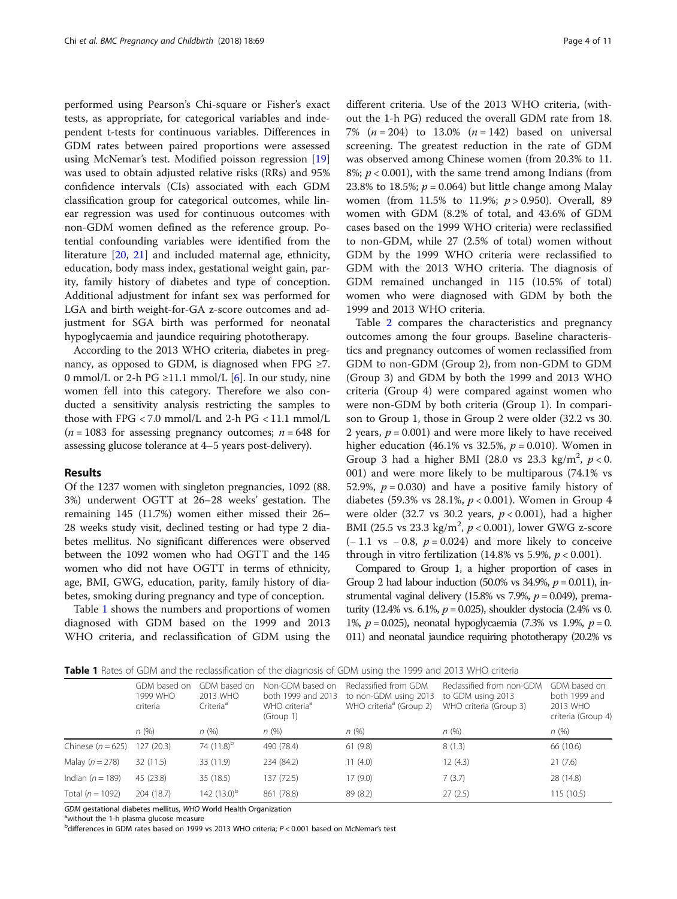performed using Pearson's Chi-square or Fisher's exact tests, as appropriate, for categorical variables and independent t-tests for continuous variables. Differences in GDM rates between paired proportions were assessed using McNemar's test. Modified poisson regression [19] was used to obtain adjusted relative risks (RRs) and 95% confidence intervals (CIs) associated with each GDM classification group for categorical outcomes, while linear regression was used for continuous outcomes with non-GDM women defined as the reference group. Potential confounding variables were identified from the literature [20, 21] and included maternal age, ethnicity, education, body mass index, gestational weight gain, parity, family history of diabetes and type of conception. Additional adjustment for infant sex was performed for LGA and birth weight-for-GA z-score outcomes and adjustment for SGA birth was performed for neonatal hypoglycaemia and jaundice requiring phototherapy.

According to the 2013 WHO criteria, diabetes in pregnancy, as opposed to GDM, is diagnosed when FPG ≥7.0 mmol/L or 2-h PG ≥11.1 mmol/L [6]. In our study, nine women fell into this category. Therefore we also conducted a sensitivity analysis restricting the samples to those with FPG < 7.0 mmol/L and 2-h PG < 11.1 mmol/L ($n = 1083$ for assessing pregnancy outcomes; $n = 648$ for assessing glucose tolerance at 4–5 years post-delivery).

## Results

Of the 1237 women with singleton pregnancies, 1092 (88.3%) underwent OGTT at 26–28 weeks' gestation. The remaining 145 (11.7%) women either missed their 26–28 weeks study visit, declined testing or had type 2 diabetes mellitus. No significant differences were observed between the 1092 women who had OGTT and the 145 women who did not have OGTT in terms of ethnicity, age, BMI, GWG, education, parity, family history of diabetes, smoking during pregnancy and type of conception.

Table 1 shows the numbers and proportions of women diagnosed with GDM based on the 1999 and 2013 WHO criteria, and reclassification of GDM using the different criteria. Use of the 2013 WHO criteria, (without the 1-h PG) reduced the overall GDM rate from 18.7% ($n = 204$) to 13.0% ($n = 142$) based on universal screening. The greatest reduction in the rate of GDM was observed among Chinese women (from 20.3% to 11.8%; $p < 0.001$), with the same trend among Indians (from 23.8% to 18.5%; $p = 0.064$) but little change among Malay women (from 11.5% to 11.9%; $p > 0.950$). Overall, 89 women with GDM (8.2% of total, and 43.6% of GDM cases based on the 1999 WHO criteria) were reclassified to non-GDM, while 27 (2.5% of total) women without GDM by the 1999 WHO criteria were reclassified to GDM with the 2013 WHO criteria. The diagnosis of GDM remained unchanged in 115 (10.5% of total) women who were diagnosed with GDM by both the 1999 and 2013 WHO criteria.

Table 2 compares the characteristics and pregnancy outcomes among the four groups. Baseline characteristics and pregnancy outcomes of women reclassified from GDM to non-GDM (Group 2), from non-GDM to GDM (Group 3) and GDM by both the 1999 and 2013 WHO criteria (Group 4) were compared against women who were non-GDM by both criteria (Group 1). In comparison to Group 1, those in Group 2 were older (32.2 vs 30.2 years, $p = 0.001$) and were more likely to have received higher education (46.1% vs 32.5%, $p = 0.010$). Women in Group 3 had a higher BMI (28.0 vs 23.3 kg/m$^2$, $p < 0.001$) and were more likely to be multiparous (74.1% vs 52.9%, $p = 0.030$) and have a positive family history of diabetes (59.3% vs 28.1%, $p < 0.001$). Women in Group 4 were older (32.7 vs 30.2 years, $p < 0.001$), had a higher BMI (25.5 vs 23.3 kg/m$^2$, $p < 0.001$), lower GWG z-score (− 1.1 vs − 0.8, $p = 0.024$) and more likely to conceive through in vitro fertilization (14.8% vs 5.9%, $p < 0.001$).

Compared to Group 1, a higher proportion of cases in Group 2 had labour induction (50.0% vs 34.9%, $p = 0.011$), instrumental vaginal delivery (15.8% vs 7.9%, $p = 0.049$), prematurity (12.4% vs. 6.1%, $p = 0.025$), shoulder dystocia (2.4% vs 0.1%, $p = 0.025$), neonatal hypoglycaemia (7.3% vs 1.9%, $p = 0.011$) and neonatal jaundice requiring phototherapy (20.2% vs

**Table 1** Rates of GDM and the reclassification of the diagnosis of GDM using the 1999 and 2013 WHO criteria

| | GDM based on 1999 WHO criteria | GDM based on 2013 WHO Criteria[a] | Non-GDM based on both 1999 and 2013 WHO criteria[a] (Group 1) | Reclassified from GDM to non-GDM using 2013 WHO criteria[a] (Group 2) | Reclassified from non-GDM to GDM using 2013 WHO criteria (Group 3) | GDM based on both 1999 and 2013 WHO criteria (Group 4) |
|---|---|---|---|---|---|---|
| | *n* (%) | *n* (%) | *n* (%) | *n* (%) | *n* (%) | *n* (%) |
| Chinese ($n = 625$) | 127 (20.3) | 74 (11.8)[b] | 490 (78.4) | 61 (9.8) | 8 (1.3) | 66 (10.6) |
| Malay ($n = 278$) | 32 (11.5) | 33 (11.9) | 234 (84.2) | 11 (4.0) | 12 (4.3) | 21 (7.6) |
| Indian ($n = 189$) | 45 (23.8) | 35 (18.5) | 137 (72.5) | 17 (9.0) | 7 (3.7) | 28 (14.8) |
| Total ($n = 1092$) | 204 (18.7) | 142 (13.0)[b] | 861 (78.8) | 89 (8.2) | 27 (2.5) | 115 (10.5) |

*GDM* gestational diabetes mellitus, *WHO* World Health Organization
[a]without the 1-h plasma glucose measure
[b]differences in GDM rates based on 1999 vs 2013 WHO criteria; $P < 0.001$ based on McNemar's test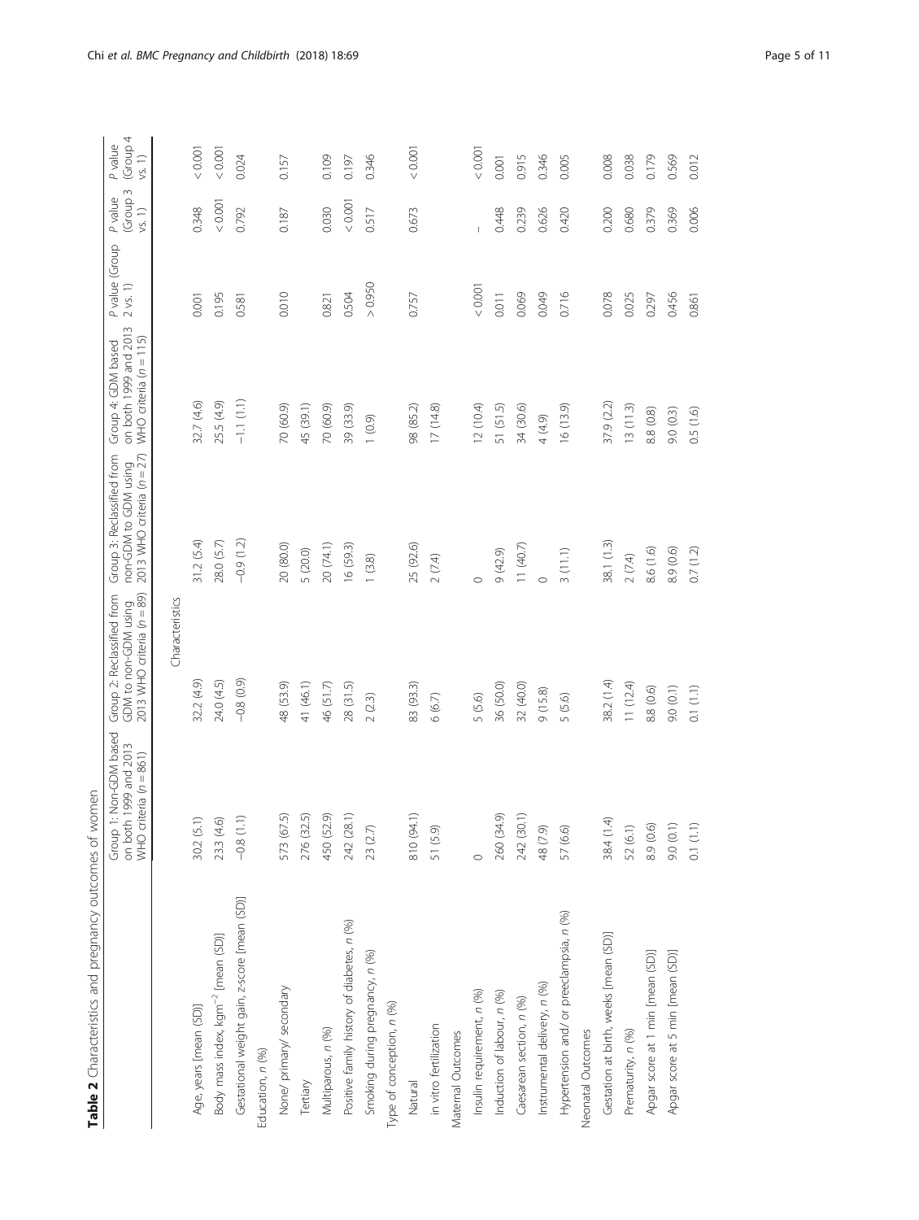**Table 2** Characteristics and pregnancy outcomes of women

| | Group 1: Non-GDM based on both 1999 and 2013 WHO criteria ($n = 861$) | Group 2: Reclassified from GDM to non-GDM using 2013 WHO criteria ($n = 89$) | Group 3: Reclassified from non-GDM to GDM using 2013 WHO criteria ($n = 27$) | Group 4: GDM based on both 1999 and 2013 WHO criteria ($n = 115$) | *P* value (Group 2 vs. 1) | *P* value (Group 3 vs. 1) | *P* value (Group 4 vs. 1) |
|---|---|---|---|---|---|---|---|
| | | Characteristics | | | | | |
| Age, years [mean (SD)] | 30.2 (5.1) | 32.2 (4.9) | 31.2 (5.4) | 32.7 (4.6) | 0.001 | 0.348 | < 0.001 |
| Body mass index, kgm$^{-2}$ [mean (SD)] | 23.3 (4.6) | 24.0 (4.5) | 28.0 (5.7) | 25.5 (4.9) | 0.195 | < 0.001 | < 0.001 |
| Gestational weight gain, z-score [mean (SD)] | −0.8 (1.1) | −0.8 (0.9) | −0.9 (1.2) | −1.1 (1.1) | 0.581 | 0.792 | 0.024 |
| Education, *n* (%) | | | | | | | |
| None/ primary/ secondary | 573 (67.5) | 48 (53.9) | 20 (80.0) | 70 (60.9) | 0.010 | 0.187 | 0.157 |
| Tertiary | 276 (32.5) | 41 (46.1) | 5 (20.0) | 45 (39.1) | | | |
| Multiparous, *n* (%) | 450 (52.9) | 46 (51.7) | 20 (74.1) | 70 (60.9) | 0.821 | 0.030 | 0.109 |
| Positive family history of diabetes, *n* (%) | 242 (28.1) | 28 (31.5) | 16 (59.3) | 39 (33.9) | 0.504 | < 0.001 | 0.197 |
| Smoking during pregnancy, *n* (%) | 23 (2.7) | 2 (2.3) | 1 (3.8) | 1 (0.9) | > 0.950 | 0.517 | 0.346 |
| Type of conception, *n* (%) | | | | | | | |
| Natural | 810 (94.1) | 83 (93.3) | 25 (92.6) | 98 (85.2) | 0.757 | 0.673 | < 0.001 |
| in vitro fertilization | 51 (5.9) | 6 (6.7) | 2 (7.4) | 17 (14.8) | | | |
| Maternal Outcomes | | | | | | | |
| Insulin requirement, *n* (%) | 0 | 5 (5.6) | 0 | 12 (10.4) | < 0.001 | – | < 0.001 |
| Induction of labour, *n* (%) | 260 (34.9) | 36 (50.0) | 9 (42.9) | 51 (51.5) | 0.011 | 0.448 | 0.001 |
| Caesarean section, *n* (%) | 242 (30.1) | 32 (40.0) | 11 (40.7) | 34 (30.6) | 0.069 | 0.239 | 0.915 |
| Instrumental delivery, *n* (%) | 48 (7.9) | 9 (15.8) | 0 | 4 (4.9) | 0.049 | 0.626 | 0.346 |
| Hypertension and/ or preeclampsia, *n* (%) | 57 (6.6) | 5 (5.6) | 3 (11.1) | 16 (13.9) | 0.716 | 0.420 | 0.005 |
| Neonatal Outcomes | | | | | | | |
| Gestation at birth, weeks [mean (SD)] | 38.4 (1.4) | 38.2 (1.4) | 38.1 (1.3) | 37.9 (2.2) | 0.078 | 0.200 | 0.008 |
| Prematurity, *n* (%) | 52 (6.1) | 11 (12.4) | 2 (7.4) | 13 (11.3) | 0.025 | 0.680 | 0.038 |
| Apgar score at 1 min [mean (SD)] | 8.9 (0.6) | 8.8 (0.6) | 8.6 (1.6) | 8.8 (0.8) | 0.297 | 0.379 | 0.179 |
| Apgar score at 5 min [mean (SD)] | 9.0 (0.1) | 9.0 (0.1) | 8.9 (0.6) | 9.0 (0.3) | 0.456 | 0.369 | 0.569 |
| | 0.1 (1.1) | 0.1 (1.1) | 0.7 (1.2) | 0.5 (1.6) | 0.861 | 0.006 | 0.012 |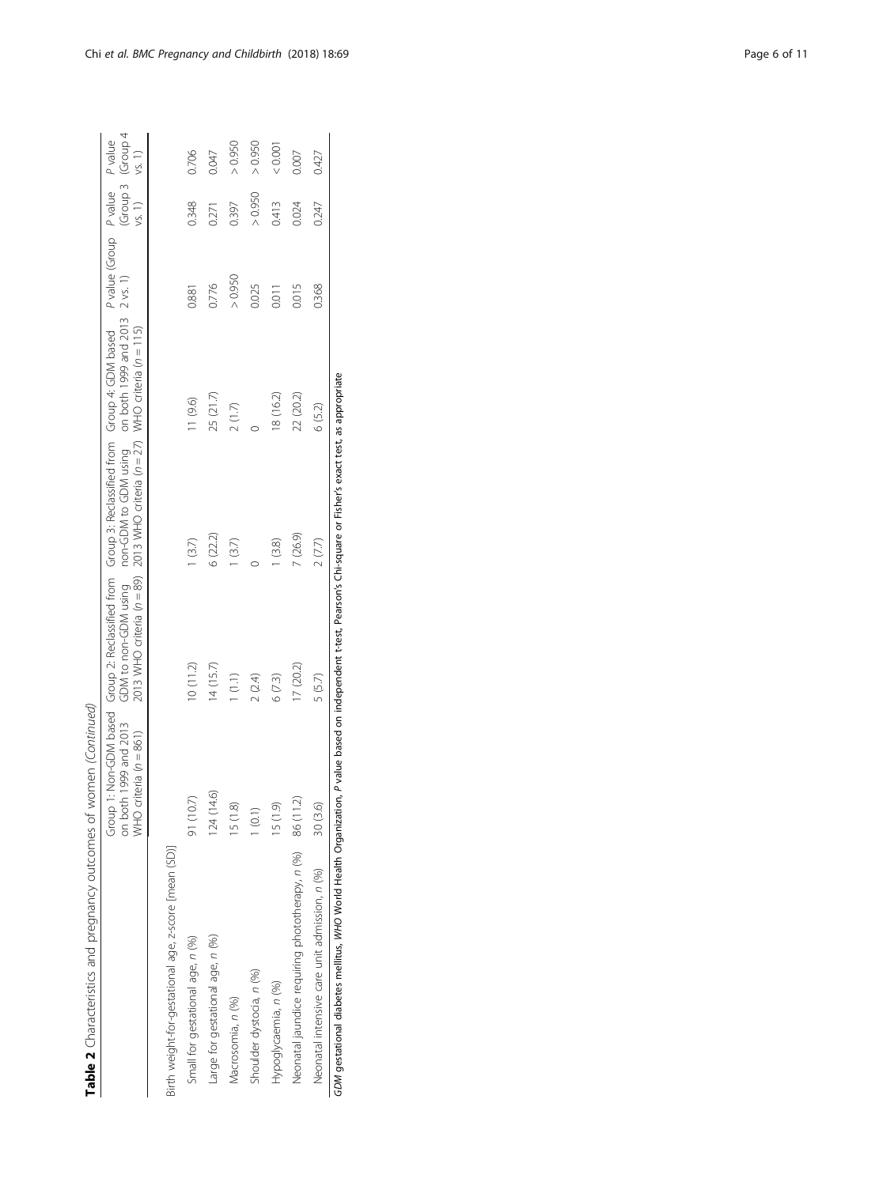**Table 2** Characteristics and pregnancy outcomes of women *(Continued)*

| | Group 1: Non-GDM based on both 1999 and 2013 WHO criteria (*n* = 861) | Group 2: Reclassified from GDM to non-GDM using 2013 WHO criteria (*n* = 89) | Group 3: Reclassified from non-GDM to GDM using 2013 WHO criteria (*n* = 27) | Group 4: GDM based on both 1999 and 2013 WHO criteria (*n* = 115) | *P* value (Group 2 vs. 1) | *P* value (Group 3 vs. 1) | *P* value (Group 4 vs. 1) |
|---|---|---|---|---|---|---|---|
| Birth weight-for-gestational age, z-score [mean (SD)] | | | | | | | |
| Small for gestational age, *n* (%) | 91 (10.7) | 10 (11.2) | 1 (3.7) | 11 (9.6) | 0.881 | 0.348 | 0.706 |
| Large for gestational age, *n* (%) | 124 (14.6) | 14 (15.7) | 6 (22.2) | 25 (21.7) | 0.776 | 0.271 | 0.047 |
| Macrosomia, *n* (%) | 15 (1.8) | 1 (1.1) | 1 (3.7) | 2 (1.7) | > 0.950 | 0.397 | > 0.950 |
| Shoulder dystocia, *n* (%) | 1 (0.1) | 2 (2.4) | 0 | 0 | 0.025 | > 0.950 | > 0.950 |
| Hypoglycaemia, *n* (%) | 15 (1.9) | 6 (7.3) | 1 (3.8) | 18 (16.2) | 0.011 | 0.413 | < 0.001 |
| Neonatal jaundice requiring phototherapy, *n* (%) | 86 (11.2) | 17 (20.2) | 7 (26.9) | 22 (20.2) | 0.015 | 0.024 | 0.007 |
| Neonatal intensive care unit admission, *n* (%) | 30 (3.6) | 5 (5.7) | 2 (7.7) | 6 (5.2) | 0.368 | 0.247 | 0.427 |

*GDM* gestational diabetes mellitus, *WHO* World Health Organization, *P* value based on independent t-test, Pearson's Chi-square or Fisher's exact test, as appropriate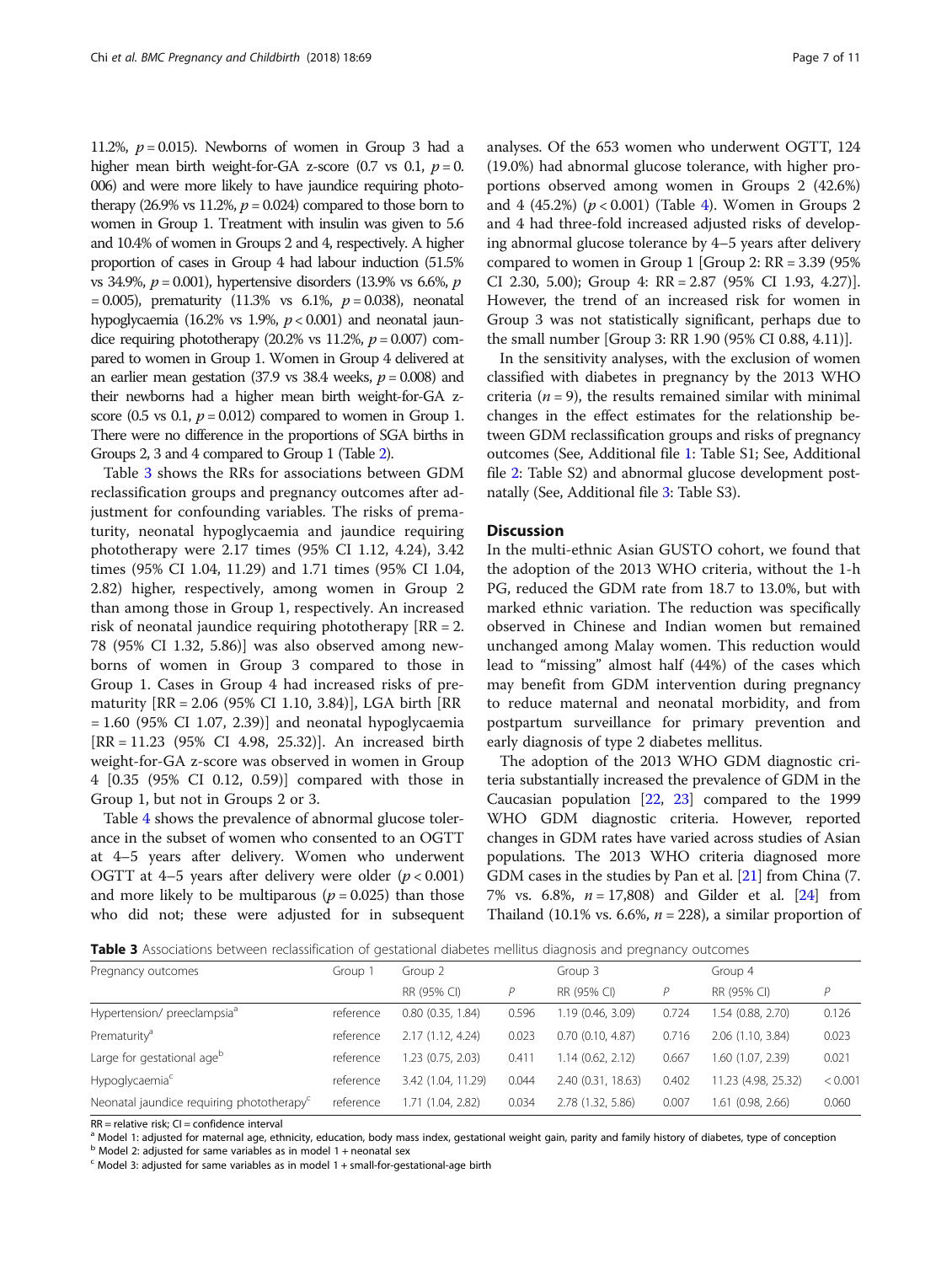11.2%, $p = 0.015$). Newborns of women in Group 3 had a higher mean birth weight-for-GA z-score (0.7 vs 0.1, $p = 0.006$) and were more likely to have jaundice requiring phototherapy (26.9% vs 11.2%, $p = 0.024$) compared to those born to women in Group 1. Treatment with insulin was given to 5.6 and 10.4% of women in Groups 2 and 4, respectively. A higher proportion of cases in Group 4 had labour induction (51.5% vs 34.9%, $p = 0.001$), hypertensive disorders (13.9% vs 6.6%, $p = 0.005$), prematurity (11.3% vs 6.1%, $p = 0.038$), neonatal hypoglycaemia (16.2% vs 1.9%, $p < 0.001$) and neonatal jaundice requiring phototherapy (20.2% vs 11.2%, $p = 0.007$) compared to women in Group 1. Women in Group 4 delivered at an earlier mean gestation (37.9 vs 38.4 weeks, $p = 0.008$) and their newborns had a higher mean birth weight-for-GA z-score (0.5 vs 0.1, $p = 0.012$) compared to women in Group 1. There were no difference in the proportions of SGA births in Groups 2, 3 and 4 compared to Group 1 (Table 2).

Table 3 shows the RRs for associations between GDM reclassification groups and pregnancy outcomes after adjustment for confounding variables. The risks of prematurity, neonatal hypoglycaemia and jaundice requiring phototherapy were 2.17 times (95% CI 1.12, 4.24), 3.42 times (95% CI 1.04, 11.29) and 1.71 times (95% CI 1.04, 2.82) higher, respectively, among women in Group 2 than among those in Group 1, respectively. An increased risk of neonatal jaundice requiring phototherapy [RR = 2.78 (95% CI 1.32, 5.86)] was also observed among newborns of women in Group 3 compared to those in Group 1. Cases in Group 4 had increased risks of prematurity [RR = 2.06 (95% CI 1.10, 3.84)], LGA birth [RR = 1.60 (95% CI 1.07, 2.39)] and neonatal hypoglycaemia [RR = 11.23 (95% CI 4.98, 25.32)]. An increased birth weight-for-GA z-score was observed in women in Group 4 [0.35 (95% CI 0.12, 0.59)] compared with those in Group 1, but not in Groups 2 or 3.

Table 4 shows the prevalence of abnormal glucose tolerance in the subset of women who consented to an OGTT at 4–5 years after delivery. Women who underwent OGTT at 4–5 years after delivery were older ($p < 0.001$) and more likely to be multiparous ($p = 0.025$) than those who did not; these were adjusted for in subsequent analyses. Of the 653 women who underwent OGTT, 124 (19.0%) had abnormal glucose tolerance, with higher proportions observed among women in Groups 2 (42.6%) and 4 (45.2%) ($p < 0.001$) (Table 4). Women in Groups 2 and 4 had three-fold increased adjusted risks of developing abnormal glucose tolerance by 4–5 years after delivery compared to women in Group 1 [Group 2: RR = 3.39 (95% CI 2.30, 5.00); Group 4: RR = 2.87 (95% CI 1.93, 4.27)]. However, the trend of an increased risk for women in Group 3 was not statistically significant, perhaps due to the small number [Group 3: RR 1.90 (95% CI 0.88, 4.11)].

In the sensitivity analyses, with the exclusion of women classified with diabetes in pregnancy by the 2013 WHO criteria ($n = 9$), the results remained similar with minimal changes in the effect estimates for the relationship between GDM reclassification groups and risks of pregnancy outcomes (See, Additional file 1: Table S1; See, Additional file 2: Table S2) and abnormal glucose development postnatally (See, Additional file 3: Table S3).

## Discussion

In the multi-ethnic Asian GUSTO cohort, we found that the adoption of the 2013 WHO criteria, without the 1-h PG, reduced the GDM rate from 18.7 to 13.0%, but with marked ethnic variation. The reduction was specifically observed in Chinese and Indian women but remained unchanged among Malay women. This reduction would lead to "missing" almost half (44%) of the cases which may benefit from GDM intervention during pregnancy to reduce maternal and neonatal morbidity, and from postpartum surveillance for primary prevention and early diagnosis of type 2 diabetes mellitus.

The adoption of the 2013 WHO GDM diagnostic criteria substantially increased the prevalence of GDM in the Caucasian population [22, 23] compared to the 1999 WHO GDM diagnostic criteria. However, reported changes in GDM rates have varied across studies of Asian populations. The 2013 WHO criteria diagnosed more GDM cases in the studies by Pan et al. [21] from China (7.7% vs. 6.8%, $n = 17{,}808$) and Gilder et al. [24] from Thailand (10.1% vs. 6.6%, $n = 228$), a similar proportion of

**Table 3** Associations between reclassification of gestational diabetes mellitus diagnosis and pregnancy outcomes

| Pregnancy outcomes | Group 1 | Group 2 | | Group 3 | | Group 4 | |
|---|---|---|---|---|---|---|---|
| | | RR (95% CI) | *P* | RR (95% CI) | *P* | RR (95% CI) | *P* |
| Hypertension/ preeclampsia[a] | reference | 0.80 (0.35, 1.84) | 0.596 | 1.19 (0.46, 3.09) | 0.724 | 1.54 (0.88, 2.70) | 0.126 |
| Prematurity[a] | reference | 2.17 (1.12, 4.24) | 0.023 | 0.70 (0.10, 4.87) | 0.716 | 2.06 (1.10, 3.84) | 0.023 |
| Large for gestational age[b] | reference | 1.23 (0.75, 2.03) | 0.411 | 1.14 (0.62, 2.12) | 0.667 | 1.60 (1.07, 2.39) | 0.021 |
| Hypoglycaemia[c] | reference | 3.42 (1.04, 11.29) | 0.044 | 2.40 (0.31, 18.63) | 0.402 | 11.23 (4.98, 25.32) | < 0.001 |
| Neonatal jaundice requiring phototherapy[c] | reference | 1.71 (1.04, 2.82) | 0.034 | 2.78 (1.32, 5.86) | 0.007 | 1.61 (0.98, 2.66) | 0.060 |

RR = relative risk; CI = confidence interval
[a] Model 1: adjusted for maternal age, ethnicity, education, body mass index, gestational weight gain, parity and family history of diabetes, type of conception
[b] Model 2: adjusted for same variables as in model 1 + neonatal sex
[c] Model 3: adjusted for same variables as in model 1 + small-for-gestational-age birth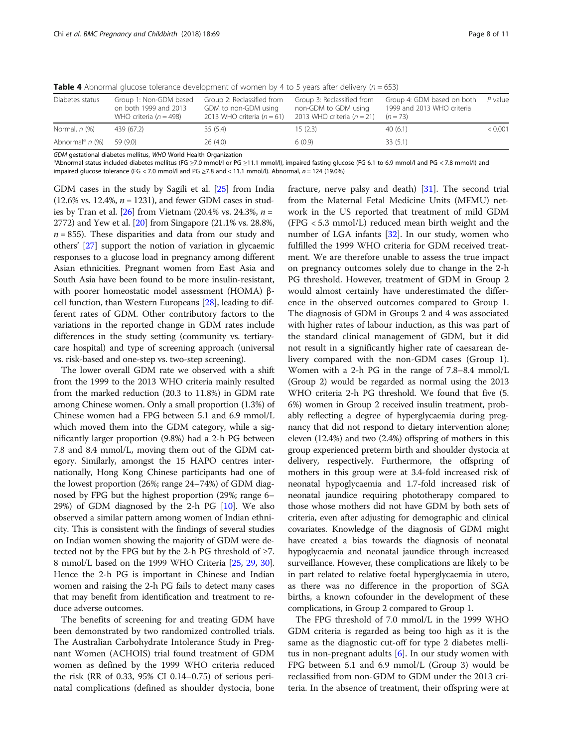**Table 4** Abnormal glucose tolerance development of women by 4 to 5 years after delivery ($n = 653$)

| Diabetes status | Group 1: Non-GDM based on both 1999 and 2013 WHO criteria ($n = 498$) | Group 2: Reclassified from GDM to non-GDM using 2013 WHO criteria ($n = 61$) | Group 3: Reclassified from non-GDM to GDM using 2013 WHO criteria ($n = 21$) | Group 4: GDM based on both 1999 and 2013 WHO criteria ($n = 73$) | *P* value |
|---|---|---|---|---|---|
| Normal, *n* (%) | 439 (67.2) | 35 (5.4) | 15 (2.3) | 40 (6.1) | < 0.001 |
| Abnormal[a] *n* (%) | 59 (9.0) | 26 (4.0) | 6 (0.9) | 33 (5.1) | |

*GDM* gestational diabetes mellitus, *WHO* World Health Organization
[a]Abnormal status included diabetes mellitus (FG ≥7.0 mmol/l or PG ≥11.1 mmol/l), impaired fasting glucose (FG 6.1 to 6.9 mmol/l and PG < 7.8 mmol/l) and impaired glucose tolerance (FG < 7.0 mmol/l and PG ≥7.8 and < 11.1 mmol/l). Abnormal, $n = 124$ (19.0%)

GDM cases in the study by Sagili et al. [25] from India (12.6% vs. 12.4%, $n = 1231$), and fewer GDM cases in studies by Tran et al. [26] from Vietnam (20.4% vs. 24.3%, $n = 2772$) and Yew et al. [20] from Singapore (21.1% vs. 28.8%, $n = 855$). These disparities and data from our study and others' [27] support the notion of variation in glycaemic responses to a glucose load in pregnancy among different Asian ethnicities. Pregnant women from East Asia and South Asia have been found to be more insulin-resistant, with poorer homeostatic model assessment (HOMA) β-cell function, than Western Europeans [28], leading to different rates of GDM. Other contributory factors to the variations in the reported change in GDM rates include differences in the study setting (community vs. tertiary-care hospital) and type of screening approach (universal vs. risk-based and one-step vs. two-step screening).

The lower overall GDM rate we observed with a shift from the 1999 to the 2013 WHO criteria mainly resulted from the marked reduction (20.3 to 11.8%) in GDM rate among Chinese women. Only a small proportion (1.3%) of Chinese women had a FPG between 5.1 and 6.9 mmol/L which moved them into the GDM category, while a significantly larger proportion (9.8%) had a 2-h PG between 7.8 and 8.4 mmol/L, moving them out of the GDM category. Similarly, amongst the 15 HAPO centres internationally, Hong Kong Chinese participants had one of the lowest proportion (26%; range 24–74%) of GDM diagnosed by FPG but the highest proportion (29%; range 6–29%) of GDM diagnosed by the 2-h PG [10]. We also observed a similar pattern among women of Indian ethnicity. This is consistent with the findings of several studies on Indian women showing the majority of GDM were detected not by the FPG but by the 2-h PG threshold of ≥7.8 mmol/L based on the 1999 WHO Criteria [25, 29, 30]. Hence the 2-h PG is important in Chinese and Indian women and raising the 2-h PG fails to detect many cases that may benefit from identification and treatment to reduce adverse outcomes.

The benefits of screening for and treating GDM have been demonstrated by two randomized controlled trials. The Australian Carbohydrate Intolerance Study in Pregnant Women (ACHOIS) trial found treatment of GDM women as defined by the 1999 WHO criteria reduced the risk (RR of 0.33, 95% CI 0.14–0.75) of serious perinatal complications (defined as shoulder dystocia, bone fracture, nerve palsy and death) [31]. The second trial from the Maternal Fetal Medicine Units (MFMU) network in the US reported that treatment of mild GDM (FPG < 5.3 mmol/L) reduced mean birth weight and the number of LGA infants [32]. In our study, women who fulfilled the 1999 WHO criteria for GDM received treatment. We are therefore unable to assess the true impact on pregnancy outcomes solely due to change in the 2-h PG threshold. However, treatment of GDM in Group 2 would almost certainly have underestimated the difference in the observed outcomes compared to Group 1. The diagnosis of GDM in Groups 2 and 4 was associated with higher rates of labour induction, as this was part of the standard clinical management of GDM, but it did not result in a significantly higher rate of caesarean delivery compared with the non-GDM cases (Group 1). Women with a 2-h PG in the range of 7.8–8.4 mmol/L (Group 2) would be regarded as normal using the 2013 WHO criteria 2-h PG threshold. We found that five (5.6%) women in Group 2 received insulin treatment, probably reflecting a degree of hyperglycaemia during pregnancy that did not respond to dietary intervention alone; eleven (12.4%) and two (2.4%) offspring of mothers in this group experienced preterm birth and shoulder dystocia at delivery, respectively. Furthermore, the offspring of mothers in this group were at 3.4-fold increased risk of neonatal hypoglycaemia and 1.7-fold increased risk of neonatal jaundice requiring phototherapy compared to those whose mothers did not have GDM by both sets of criteria, even after adjusting for demographic and clinical covariates. Knowledge of the diagnosis of GDM might have created a bias towards the diagnosis of neonatal hypoglycaemia and neonatal jaundice through increased surveillance. However, these complications are likely to be in part related to relative foetal hyperglycaemia in utero, as there was no difference in the proportion of SGA births, a known cofounder in the development of these complications, in Group 2 compared to Group 1.

The FPG threshold of 7.0 mmol/L in the 1999 WHO GDM criteria is regarded as being too high as it is the same as the diagnostic cut-off for type 2 diabetes mellitus in non-pregnant adults [6]. In our study women with FPG between 5.1 and 6.9 mmol/L (Group 3) would be reclassified from non-GDM to GDM under the 2013 criteria. In the absence of treatment, their offspring were at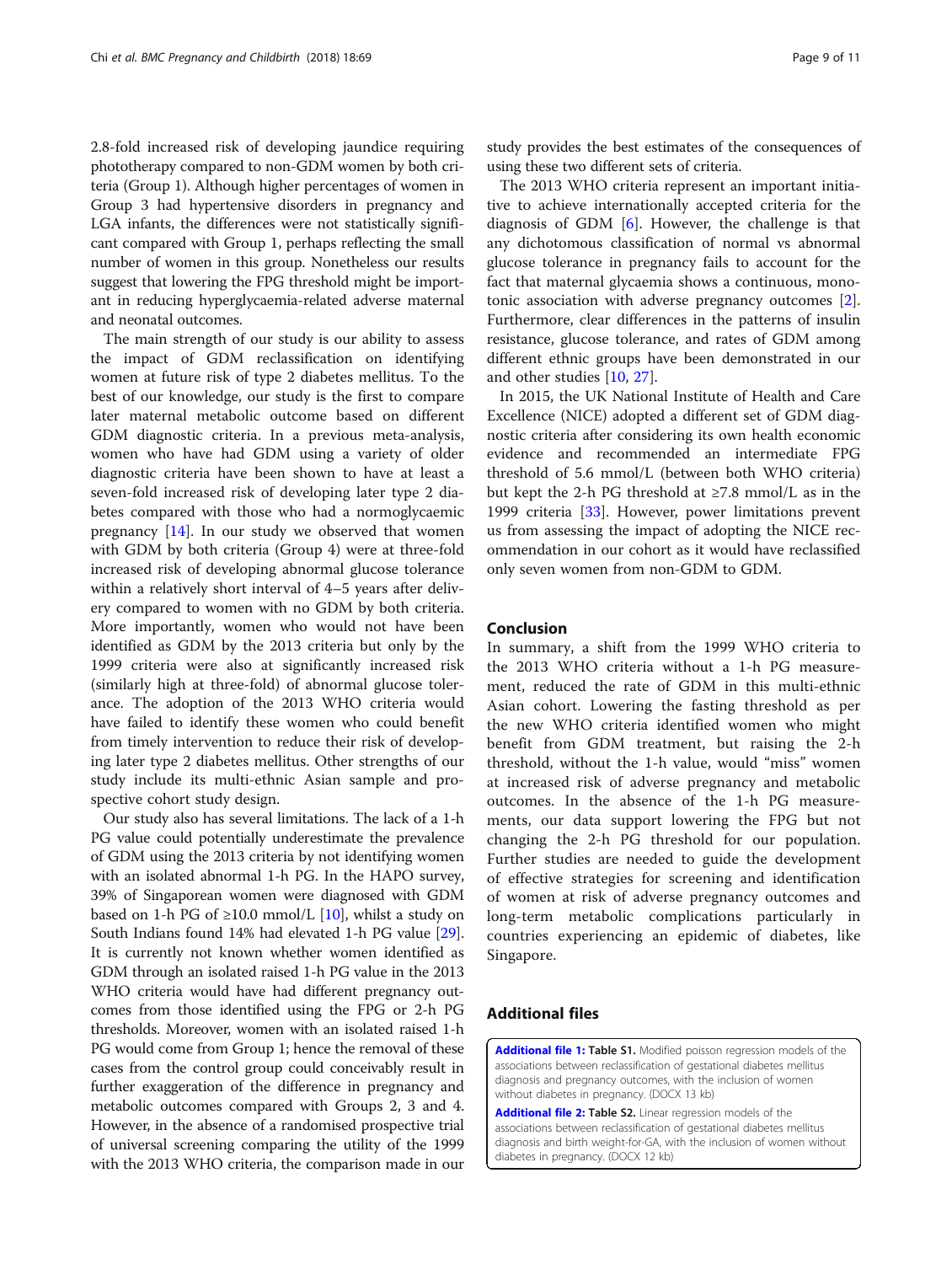2.8-fold increased risk of developing jaundice requiring phototherapy compared to non-GDM women by both criteria (Group 1). Although higher percentages of women in Group 3 had hypertensive disorders in pregnancy and LGA infants, the differences were not statistically significant compared with Group 1, perhaps reflecting the small number of women in this group. Nonetheless our results suggest that lowering the FPG threshold might be important in reducing hyperglycaemia-related adverse maternal and neonatal outcomes.

The main strength of our study is our ability to assess the impact of GDM reclassification on identifying women at future risk of type 2 diabetes mellitus. To the best of our knowledge, our study is the first to compare later maternal metabolic outcome based on different GDM diagnostic criteria. In a previous meta-analysis, women who have had GDM using a variety of older diagnostic criteria have been shown to have at least a seven-fold increased risk of developing later type 2 diabetes compared with those who had a normoglycaemic pregnancy [14]. In our study we observed that women with GDM by both criteria (Group 4) were at three-fold increased risk of developing abnormal glucose tolerance within a relatively short interval of 4–5 years after delivery compared to women with no GDM by both criteria. More importantly, women who would not have been identified as GDM by the 2013 criteria but only by the 1999 criteria were also at significantly increased risk (similarly high at three-fold) of abnormal glucose tolerance. The adoption of the 2013 WHO criteria would have failed to identify these women who could benefit from timely intervention to reduce their risk of developing later type 2 diabetes mellitus. Other strengths of our study include its multi-ethnic Asian sample and prospective cohort study design.

Our study also has several limitations. The lack of a 1-h PG value could potentially underestimate the prevalence of GDM using the 2013 criteria by not identifying women with an isolated abnormal 1-h PG. In the HAPO survey, 39% of Singaporean women were diagnosed with GDM based on 1-h PG of ≥10.0 mmol/L [10], whilst a study on South Indians found 14% had elevated 1-h PG value [29]. It is currently not known whether women identified as GDM through an isolated raised 1-h PG value in the 2013 WHO criteria would have had different pregnancy outcomes from those identified using the FPG or 2-h PG thresholds. Moreover, women with an isolated raised 1-h PG would come from Group 1; hence the removal of these cases from the control group could conceivably result in further exaggeration of the difference in pregnancy and metabolic outcomes compared with Groups 2, 3 and 4. However, in the absence of a randomised prospective trial of universal screening comparing the utility of the 1999 with the 2013 WHO criteria, the comparison made in our study provides the best estimates of the consequences of using these two different sets of criteria.

The 2013 WHO criteria represent an important initiative to achieve internationally accepted criteria for the diagnosis of GDM [6]. However, the challenge is that any dichotomous classification of normal vs abnormal glucose tolerance in pregnancy fails to account for the fact that maternal glycaemia shows a continuous, monotonic association with adverse pregnancy outcomes [2]. Furthermore, clear differences in the patterns of insulin resistance, glucose tolerance, and rates of GDM among different ethnic groups have been demonstrated in our and other studies [10, 27].

In 2015, the UK National Institute of Health and Care Excellence (NICE) adopted a different set of GDM diagnostic criteria after considering its own health economic evidence and recommended an intermediate FPG threshold of 5.6 mmol/L (between both WHO criteria) but kept the 2-h PG threshold at ≥7.8 mmol/L as in the 1999 criteria [33]. However, power limitations prevent us from assessing the impact of adopting the NICE recommendation in our cohort as it would have reclassified only seven women from non-GDM to GDM.

## Conclusion

In summary, a shift from the 1999 WHO criteria to the 2013 WHO criteria without a 1-h PG measurement, reduced the rate of GDM in this multi-ethnic Asian cohort. Lowering the fasting threshold as per the new WHO criteria identified women who might benefit from GDM treatment, but raising the 2-h threshold, without the 1-h value, would "miss" women at increased risk of adverse pregnancy and metabolic outcomes. In the absence of the 1-h PG measurements, our data support lowering the FPG but not changing the 2-h PG threshold for our population. Further studies are needed to guide the development of effective strategies for screening and identification of women at risk of adverse pregnancy outcomes and long-term metabolic complications particularly in countries experiencing an epidemic of diabetes, like Singapore.

## Additional files

**Additional file 1: Table S1.** Modified poisson regression models of the associations between reclassification of gestational diabetes mellitus diagnosis and pregnancy outcomes, with the inclusion of women without diabetes in pregnancy. (DOCX 13 kb)

**Additional file 2: Table S2.** Linear regression models of the associations between reclassification of gestational diabetes mellitus diagnosis and birth weight-for-GA, with the inclusion of women without diabetes in pregnancy. (DOCX 12 kb)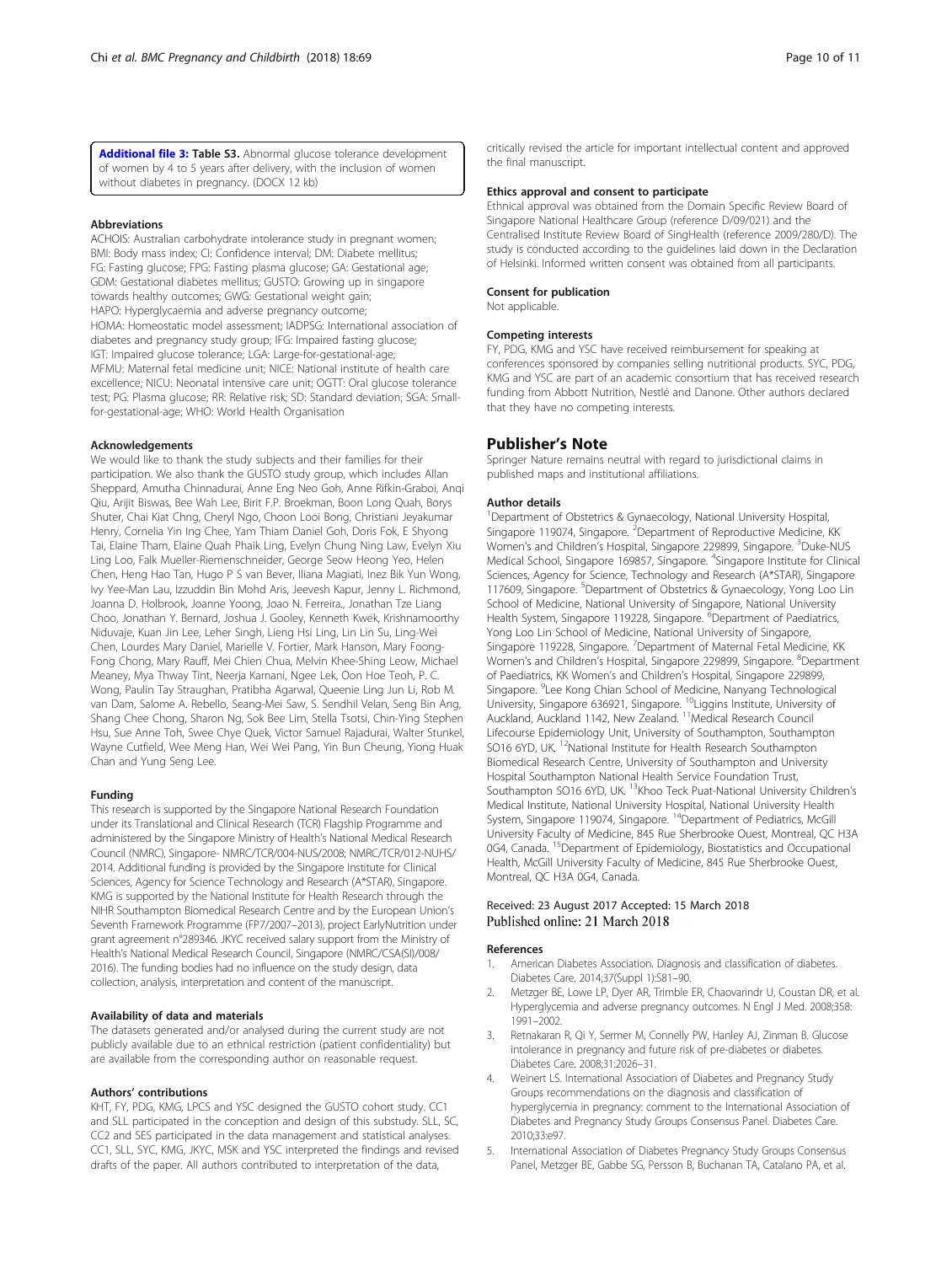**Additional file 3: Table S3.** Abnormal glucose tolerance development of women by 4 to 5 years after delivery, with the inclusion of women without diabetes in pregnancy. (DOCX 12 kb)

#### Abbreviations

ACHOIS: Australian carbohydrate intolerance study in pregnant women; BMI: Body mass index; CI: Confidence interval; DM: Diabete mellitus; FG: Fasting glucose; FPG: Fasting plasma glucose; GA: Gestational age; GDM: Gestational diabetes mellitus; GUSTO: Growing up in singapore towards healthy outcomes; GWG: Gestational weight gain; HAPO: Hyperglycaemia and adverse pregnancy outcome; HOMA: Homeostatic model assessment; IADPSG: International association of diabetes and pregnancy study group; IFG: Impaired fasting glucose; IGT: Impaired glucose tolerance; LGA: Large-for-gestational-age; MFMU: Maternal fetal medicine unit; NICE: National institute of health care excellence; NICU: Neonatal intensive care unit; OGTT: Oral glucose tolerance test; PG: Plasma glucose; RR: Relative risk; SD: Standard deviation; SGA: Small-for-gestational-age; WHO: World Health Organisation

#### Acknowledgements

We would like to thank the study subjects and their families for their participation. We also thank the GUSTO study group, which includes Allan Sheppard, Amutha Chinnadurai, Anne Eng Neo Goh, Anne Rifkin-Graboi, Anqi Qiu, Arijit Biswas, Bee Wah Lee, Birit F.P. Broekman, Boon Long Quah, Borys Shuter, Chai Kiat Chng, Cheryl Ngo, Choon Looi Bong, Christiani Jeyakumar Henry, Cornelia Yin Ing Chee, Yam Thiam Daniel Goh, Doris Fok, E Shyong Tai, Elaine Tham, Elaine Quah Phaik Ling, Evelyn Chung Ning Law, Evelyn Xiu Ling Loo, Falk Mueller-Riemenschneider, George Seow Heong Yeo, Helen Chen, Heng Hao Tan, Hugo P S van Bever, Iliana Magiati, Inez Bik Yun Wong, Ivy Yee-Man Lau, Izzuddin Bin Mohd Aris, Jeevesh Kapur, Jenny L. Richmond, Joanna D. Holbrook, Joanne Yoong, Joao N. Ferreira., Jonathan Tze Liang Choo, Jonathan Y. Bernard, Joshua J. Gooley, Kenneth Kwek, Krishnamoorthy Niduvaje, Kuan Jin Lee, Leher Singh, Lieng Hsi Ling, Lin Lin Su, Ling-Wei Chen, Lourdes Mary Daniel, Marielle V. Fortier, Mark Hanson, Mary Foong-Fong Chong, Mary Rauff, Mei Chien Chua, Melvin Khee-Shing Leow, Michael Meaney, Mya Thway Tint, Neerja Karnani, Ngee Lek, Oon Hoe Teoh, P. C. Wong, Paulin Tay Straughan, Pratibha Agarwal, Queenie Ling Jun Li, Rob M. van Dam, Salome A. Rebello, Seang-Mei Saw, S. Sendhil Velan, Seng Bin Ang, Shang Chee Chong, Sharon Ng, Sok Bee Lim, Stella Tsotsi, Chin-Ying Stephen Hsu, Sue Anne Toh, Swee Chye Quek, Victor Samuel Rajadurai, Walter Stunkel, Wayne Cutfield, Wee Meng Han, Wei Wei Pang, Yin Bun Cheung, Yiong Huak Chan and Yung Seng Lee.

#### Funding

This research is supported by the Singapore National Research Foundation under its Translational and Clinical Research (TCR) Flagship Programme and administered by the Singapore Ministry of Health's National Medical Research Council (NMRC), Singapore- NMRC/TCR/004-NUS/2008; NMRC/TCR/012-NUHS/2014. Additional funding is provided by the Singapore Institute for Clinical Sciences, Agency for Science Technology and Research (A*STAR), Singapore. KMG is supported by the National Institute for Health Research through the NIHR Southampton Biomedical Research Centre and by the European Union's Seventh Framework Programme (FP7/2007–2013), project EarlyNutrition under grant agreement n°289346. JKYC received salary support from the Ministry of Health's National Medical Research Council, Singapore (NMRC/CSA(SI)/008/2016). The funding bodies had no influence on the study design, data collection, analysis, interpretation and content of the manuscript.

#### Availability of data and materials

The datasets generated and/or analysed during the current study are not publicly available due to an ethnical restriction (patient confidentiality) but are available from the corresponding author on reasonable request.

#### Authors' contributions

KHT, FY, PDG, KMG, LPCS and YSC designed the GUSTO cohort study. CC1 and SLL participated in the conception and design of this substudy. SLL, SC, CC2 and SES participated in the data management and statistical analyses. CC1, SLL, SYC, KMG, JKYC, MSK and YSC interpreted the findings and revised drafts of the paper. All authors contributed to interpretation of the data, critically revised the article for important intellectual content and approved the final manuscript.

#### Ethics approval and consent to participate

Ethnical approval was obtained from the Domain Specific Review Board of Singapore National Healthcare Group (reference D/09/021) and the Centralised Institute Review Board of SingHealth (reference 2009/280/D). The study is conducted according to the guidelines laid down in the Declaration of Helsinki. Informed written consent was obtained from all participants.

#### Consent for publication

Not applicable.

#### Competing interests

FY, PDG, KMG and YSC have received reimbursement for speaking at conferences sponsored by companies selling nutritional products. SYC, PDG, KMG and YSC are part of an academic consortium that has received research funding from Abbott Nutrition, Nestlé and Danone. Other authors declared that they have no competing interests.

## Publisher's Note

Springer Nature remains neutral with regard to jurisdictional claims in published maps and institutional affiliations.

#### Author details

[1]Department of Obstetrics & Gynaecology, National University Hospital, Singapore 119074, Singapore. [2]Department of Reproductive Medicine, KK Women's and Children's Hospital, Singapore 229899, Singapore. [3]Duke-NUS Medical School, Singapore 169857, Singapore. [4]Singapore Institute for Clinical Sciences, Agency for Science, Technology and Research (A*STAR), Singapore 117609, Singapore. [5]Department of Obstetrics & Gynaecology, Yong Loo Lin School of Medicine, National University of Singapore, National University Health System, Singapore 119228, Singapore. [6]Department of Paediatrics, Yong Loo Lin School of Medicine, National University of Singapore, Singapore 119228, Singapore. [7]Department of Maternal Fetal Medicine, KK Women's and Children's Hospital, Singapore 229899, Singapore. [8]Department of Paediatrics, KK Women's and Children's Hospital, Singapore 229899, Singapore. [9]Lee Kong Chian School of Medicine, Nanyang Technological University, Singapore 636921, Singapore. [10]Liggins Institute, University of Auckland, Auckland 1142, New Zealand. [11]Medical Research Council Lifecourse Epidemiology Unit, University of Southampton, Southampton SO16 6YD, UK. [12]National Institute for Health Research Southampton Biomedical Research Centre, University of Southampton and University Hospital Southampton National Health Service Foundation Trust, Southampton SO16 6YD, UK. [13]Khoo Teck Puat-National University Children's Medical Institute, National University Hospital, National University Health System, Singapore 119074, Singapore. [14]Department of Pediatrics, McGill University Faculty of Medicine, 845 Rue Sherbrooke Ouest, Montreal, QC H3A 0G4, Canada. [15]Department of Epidemiology, Biostatistics and Occupational Health, McGill University Faculty of Medicine, 845 Rue Sherbrooke Ouest, Montreal, QC H3A 0G4, Canada.

Received: 23 August 2017 Accepted: 15 March 2018
Published online: 21 March 2018

#### References

1. American Diabetes Association. Diagnosis and classification of diabetes. Diabetes Care. 2014;37(Suppl 1):S81–90.
2. Metzger BE, Lowe LP, Dyer AR, Trimble ER, Chaovarindr U, Coustan DR, et al. Hyperglycemia and adverse pregnancy outcomes. N Engl J Med. 2008;358: 1991–2002.
3. Retnakaran R, Qi Y, Sermer M, Connelly PW, Hanley AJ, Zinman B. Glucose intolerance in pregnancy and future risk of pre-diabetes or diabetes. Diabetes Care. 2008;31:2026–31.
4. Weinert LS. International Association of Diabetes and Pregnancy Study Groups recommendations on the diagnosis and classification of hyperglycemia in pregnancy: comment to the International Association of Diabetes and Pregnancy Study Groups Consensus Panel. Diabetes Care. 2010;33:e97.
5. International Association of Diabetes Pregnancy Study Groups Consensus Panel, Metzger BE, Gabbe SG, Persson B, Buchanan TA, Catalano PA, et al.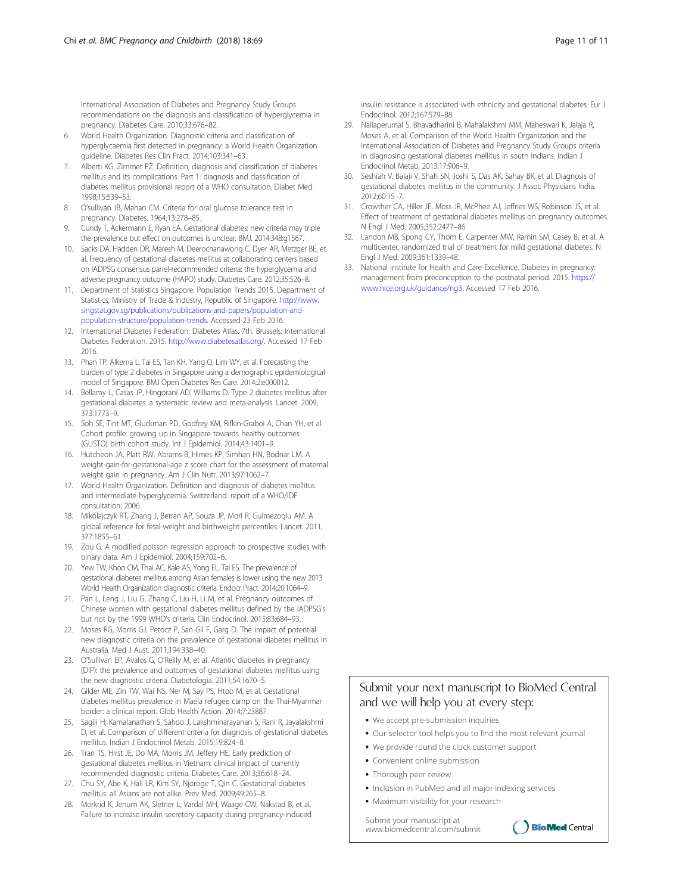International Association of Diabetes and Pregnancy Study Groups recommendations on the diagnosis and classification of hyperglycemia in pregnancy. Diabetes Care. 2010;33:676–82.

6. World Health Organization. Diagnostic criteria and classification of hyperglycaemia first detected in pregnancy: a World Health Organization guideline. Diabetes Res Clin Pract. 2014;103:341–63.
7. Alberti KG, Zimmet PZ. Definition, diagnosis and classification of diabetes mellitus and its complications. Part 1: diagnosis and classification of diabetes mellitus provisional report of a WHO consultation. Diabet Med. 1998;15:539–53.
8. O'sullivan JB, Mahan CM. Criteria for oral glucose tolerance test in pregnancy. Diabetes. 1964;13:278–85.
9. Cundy T, Ackermann E, Ryan EA. Gestational diabetes: new criteria may triple the prevalence but effect on outcomes is unclear. BMJ. 2014;348:g1567.
10. Sacks DA, Hadden DR, Maresh M, Deerochanawong C, Dyer AR, Metzger BE, et al. Frequency of gestational diabetes mellitus at collaborating centers based on IADPSG consensus panel-recommended criteria: the hyperglycemia and adverse pregnancy outcome (HAPO) study. Diabetes Care. 2012;35:526–8.
11. Department of Statistics Singapore. Population Trends 2015. Department of Statistics, Ministry of Trade & Industry, Republic of Singapore. http://www.singstat.gov.sg/publications/publications-and-papers/population-and-population-structure/population-trends. Accessed 23 Feb 2016.
12. International Diabetes Federation. Diabetes Atlas. 7th. Brussels: International Diabetes Federation. 2015. http://www.diabetesatlas.org/. Accessed 17 Feb 2016.
13. Phan TP, Alkema L, Tai ES, Tan KH, Yang Q, Lim WY, et al. Forecasting the burden of type 2 diabetes in Singapore using a demographic epidemiological model of Singapore. BMJ Open Diabetes Res Care. 2014;2:e000012.
14. Bellamy L, Casas JP, Hingorani AD, Williams D. Type 2 diabetes mellitus after gestational diabetes: a systematic review and meta-analysis. Lancet. 2009;373:1773–9.
15. Soh SE, Tint MT, Gluckman PD, Godfrey KM, Rifkin-Graboi A, Chan YH, et al. Cohort profile: growing up in Singapore towards healthy outcomes (GUSTO) birth cohort study. Int J Epidemiol. 2014;43:1401–9.
16. Hutcheon JA, Platt RW, Abrams B, Himes KP, Simhan HN, Bodnar LM. A weight-gain-for-gestational-age z score chart for the assessment of maternal weight gain in pregnancy. Am J Clin Nutr. 2013;97:1062–7.
17. World Health Organization. Definition and diagnosis of diabetes mellitus and intermediate hyperglycemia. Switzerland: report of a WHO/IDF consultation; 2006.
18. Mikolajczyk RT, Zhang J, Betran AP, Souza JP, Mori R, Gulmezoglu AM. A global reference for fetal-weight and birthweight percentiles. Lancet. 2011;377:1855–61.
19. Zou G. A modified poisson regression approach to prospective studies with binary data. Am J Epidemiol. 2004;159:702–6.
20. Yew TW, Khoo CM, Thai AC, Kale AS, Yong EL, Tai ES. The prevalence of gestational diabetes mellitus among Asian females is lower using the new 2013 World Health Organization diagnostic criteria. Endocr Pract. 2014;20:1064–9.
21. Pan L, Leng J, Liu G, Zhang C, Liu H, Li M, et al. Pregnancy outcomes of Chinese women with gestational diabetes mellitus defined by the IADPSG's but not by the 1999 WHO's criteria. Clin Endocrinol. 2015;83:684–93.
22. Moses RG, Morris GJ, Petocz P, San Gil F, Garg D. The impact of potential new diagnostic criteria on the prevalence of gestational diabetes mellitus in Australia. Med J Aust. 2011;194:338–40.
23. O'Sullivan EP, Avalos G, O'Reilly M, et al. Atlantic diabetes in pregnancy (DIP): the prevalence and outcomes of gestational diabetes mellitus using the new diagnostic criteria. Diabetologia. 2011;54:1670–5.
24. Gilder ME, Zin TW, Wai NS, Ner M, Say PS, Htoo M, et al. Gestational diabetes mellitus prevalence in Maela refugee camp on the Thai-Myanmar border: a clinical report. Glob Health Action. 2014;7:23887.
25. Sagili H, Kamalanathan S, Sahoo J, Lakshminarayanan S, Rani R, Jayalakshmi D, et al. Comparison of different criteria for diagnosis of gestational diabetes mellitus. Indian J Endocrinol Metab. 2015;19:824–8.
26. Tran TS, Hirst JE, Do MA, Morris JM, Jeffery HE. Early prediction of gestational diabetes mellitus in Vietnam: clinical impact of currently recommended diagnostic criteria. Diabetes Care. 2013;36:618–24.
27. Chu SY, Abe K, Hall LR, Kim SY, Njoroge T, Qin C. Gestational diabetes mellitus: all Asians are not alike. Prev Med. 2009;49:265–8.
28. Morkrid K, Jenum AK, Sletner L, Vardal MH, Waage CW, Nakstad B, et al. Failure to increase insulin secretory capacity during pregnancy-induced insulin resistance is associated with ethnicity and gestational diabetes. Eur J Endocrinol. 2012;167:579–88.
29. Nallaperumal S, Bhavadharini B, Mahalakshmi MM, Maheswari K, Jalaja R, Moses A, et al. Comparison of the World Health Organization and the International Association of Diabetes and Pregnancy Study Groups criteria in diagnosing gestational diabetes mellitus in south Indians. Indian J Endocrinol Metab. 2013;17:906–9.
30. Seshiah V, Balaji V, Shah SN, Joshi S, Das AK, Sahay BK, et al. Diagnosis of gestational diabetes mellitus in the community. J Assoc Physicians India. 2012;60:15–7.
31. Crowther CA, Hiller JE, Moss JR, McPhee AJ, Jeffries WS, Robinson JS, et al. Effect of treatment of gestational diabetes mellitus on pregnancy outcomes. N Engl J Med. 2005;352:2477–86.
32. Landon MB, Spong CY, Thom E, Carpenter MW, Ramin SM, Casey B, et al. A multicenter, randomized trial of treatment for mild gestational diabetes. N Engl J Med. 2009;361:1339–48.
33. National institute for Health and Care Excellence. Diabetes in pregnancy: management from preconception to the postnatal period. 2015. https://www.nice.org.uk/guidance/ng3. Accessed 17 Feb 2016.

Submit your next manuscript to BioMed Central and we will help you at every step:

- We accept pre-submission inquiries
- Our selector tool helps you to find the most relevant journal
- We provide round the clock customer support
- Convenient online submission
- Thorough peer review
- Inclusion in PubMed and all major indexing services
- Maximum visibility for your research

Submit your manuscript at www.biomedcentral.com/submit

BioMed Central